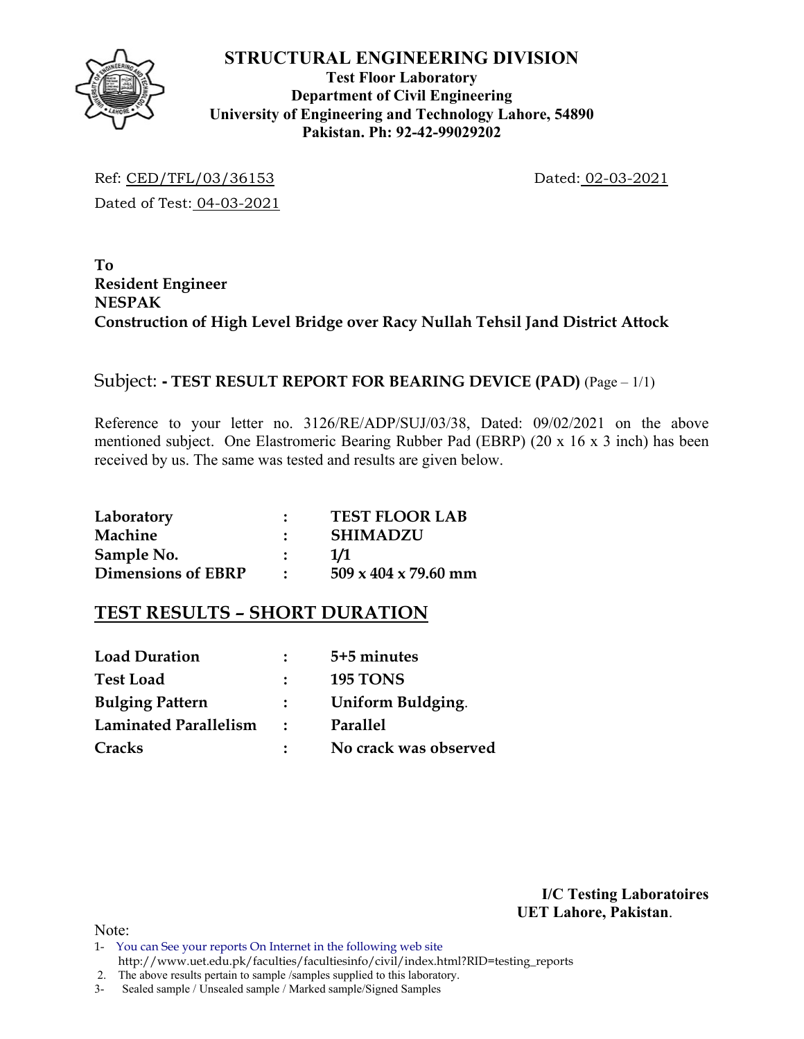# STRUCTURAL ENGINEERING DIVISION

**Test Floor Laboratory**
**Department of Civil Engineering**
**University of Engineering and Technology Lahore, 54890**
**Pakistan. Ph: 92-42-99029202**

Ref: CED/TFL/03/36153 Dated: 02-03-2021

Dated of Test: 04-03-2021

**To**
**Resident Engineer**
**NESPAK**
**Construction of High Level Bridge over Racy Nullah Tehsil Jand District Attock**

Subject: **- TEST RESULT REPORT FOR BEARING DEVICE (PAD)** (Page – 1/1)

Reference to your letter no. 3126/RE/ADP/SUJ/03/38, Dated: 09/02/2021 on the above mentioned subject. One Elastromeric Bearing Rubber Pad (EBRP) (20 x 16 x 3 inch) has been received by us. The same was tested and results are given below.

| | | |
|---|---|---|
| **Laboratory** | : | **TEST FLOOR LAB** |
| **Machine** | : | **SHIMADZU** |
| **Sample No.** | : | **1/1** |
| **Dimensions of EBRP** | : | **509 x 404 x 79.60 mm** |

## TEST RESULTS – SHORT DURATION

| | | |
|---|---|---|
| **Load Duration** | : | **5+5 minutes** |
| **Test Load** | : | **195 TONS** |
| **Bulging Pattern** | : | **Uniform Buldging**. |
| **Laminated Parallelism** | : | **Parallel** |
| **Cracks** | : | **No crack was observed** |

**I/C Testing Laboratoires**
**UET Lahore, Pakistan**.

Note:
1- You can See your reports On Internet in the following web site http://www.uet.edu.pk/faculties/facultiesinfo/civil/index.html?RID=testing_reports
2. The above results pertain to sample /samples supplied to this laboratory.
3- Sealed sample / Unsealed sample / Marked sample/Signed Samples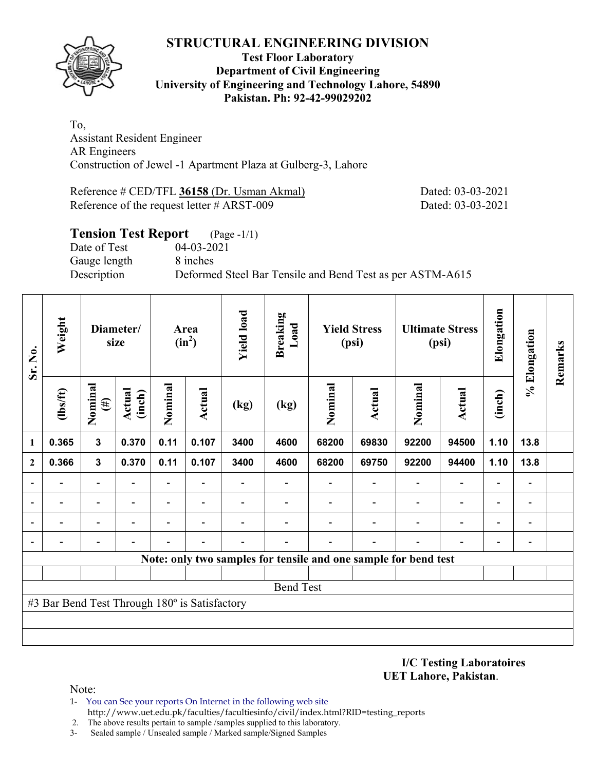# STRUCTURAL ENGINEERING DIVISION

**Test Floor Laboratory**
**Department of Civil Engineering**
**University of Engineering and Technology Lahore, 54890**
**Pakistan. Ph: 92-42-99029202**

To,
Assistant Resident Engineer
AR Engineers
Construction of Jewel -1 Apartment Plaza at Gulberg-3, Lahore

Reference # CED/TFL **36158** (Dr. Usman Akmal) Dated: 03-03-2021
Reference of the request letter # ARST-009 Dated: 03-03-2021

## Tension Test Report (Page -1/1)

Date of Test 04-03-2021
Gauge length 8 inches
Description Deformed Steel Bar Tensile and Bend Test as per ASTM-A615

| Sr. No. | Weight | Diameter/ size | | Area ($in^2$) | | Yield load | Breaking Load | Yield Stress (psi) | | Ultimate Stress (psi) | | Elongation | % Elongation | Remarks |
|---|---|---|---|---|---|---|---|---|---|---|---|---|---|---|
| | (lbs/ft) | Nominal (#) | Actual (inch) | Nominal | Actual | (kg) | (kg) | Nominal | Actual | Nominal | Actual | (inch) | | |
| 1 | 0.365 | 3 | 0.370 | 0.11 | 0.107 | 3400 | 4600 | 68200 | 69830 | 92200 | 94500 | 1.10 | 13.8 | |
| 2 | 0.366 | 3 | 0.370 | 0.11 | 0.107 | 3400 | 4600 | 68200 | 69750 | 92200 | 94400 | 1.10 | 13.8 | |
| - | - | - | - | - | - | - | - | - | - | - | - | - | - | |
| - | - | - | - | - | - | - | - | - | - | - | - | - | - | |
| - | - | - | - | - | - | - | - | - | - | - | - | - | - | |
| - | - | - | - | - | - | - | - | - | - | - | - | - | - | |
| Note: only two samples for tensile and one sample for bend test | | | | | | | | | | | | | | |
| Bend Test | | | | | | | | | | | | | | |
| #3 Bar Bend Test Through 180º is Satisfactory | | | | | | | | | | | | | | |

**I/C Testing Laboratoires**
**UET Lahore, Pakistan**.

Note:
1- You can See your reports On Internet in the following web site
http://www.uet.edu.pk/faculties/facultiesinfo/civil/index.html?RID=testing_reports
2. The above results pertain to sample /samples supplied to this laboratory.
3- Sealed sample / Unsealed sample / Marked sample/Signed Samples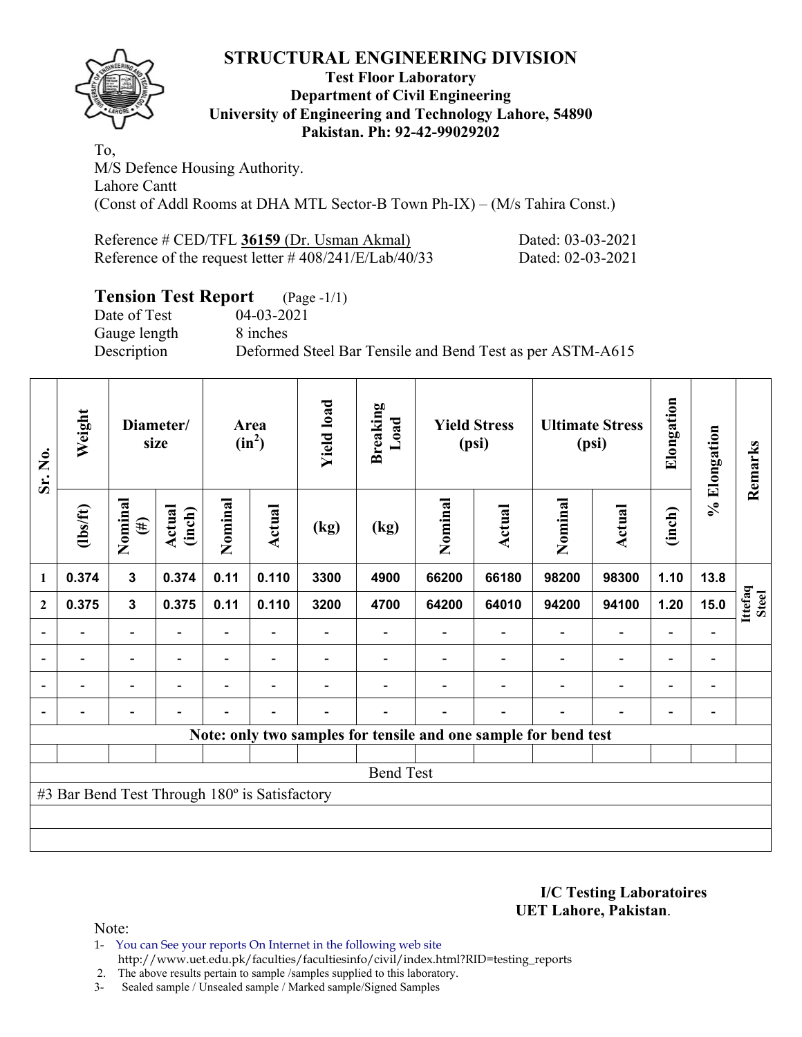# STRUCTURAL ENGINEERING DIVISION

**Test Floor Laboratory**
**Department of Civil Engineering**
**University of Engineering and Technology Lahore, 54890**
**Pakistan. Ph: 92-42-99029202**

To,
M/S Defence Housing Authority.
Lahore Cantt
(Const of Addl Rooms at DHA MTL Sector-B Town Ph-IX) – (M/s Tahira Const.)

Reference # CED/TFL **36159** (Dr. Usman Akmal) Dated: 03-03-2021
Reference of the request letter # 408/241/E/Lab/40/33 Dated: 02-03-2021

## Tension Test Report (Page -1/1)

Date of Test 04-03-2021
Gauge length 8 inches
Description Deformed Steel Bar Tensile and Bend Test as per ASTM-A615

| Sr. No. | Weight | Diameter/ size | | Area ($in^2$) | | Yield load | Breaking Load | Yield Stress (psi) | | Ultimate Stress (psi) | | Elongation | % Elongation | Remarks |
|---|---|---|---|---|---|---|---|---|---|---|---|---|---|---|
| | (lbs/ft) | Nominal (#) | Actual (inch) | Nominal | Actual | (kg) | (kg) | Nominal | Actual | Nominal | Actual | (inch) | | |
| 1 | 0.374 | 3 | 0.374 | 0.11 | 0.110 | 3300 | 4900 | 66200 | 66180 | 98200 | 98300 | 1.10 | 13.8 | Ittefaq Steel |
| 2 | 0.375 | 3 | 0.375 | 0.11 | 0.110 | 3200 | 4700 | 64200 | 64010 | 94200 | 94100 | 1.20 | 15.0 | |
| - | - | - | - | - | - | - | - | - | - | - | - | - | - | |
| - | - | - | - | - | - | - | - | - | - | - | - | - | - | |
| - | - | - | - | - | - | - | - | - | - | - | - | - | - | |
| - | - | - | - | - | - | - | - | - | - | - | - | - | - | |
| Note: only two samples for tensile and one sample for bend test | | | | | | | | | | | | | | |
| Bend Test | | | | | | | | | | | | | | |
| #3 Bar Bend Test Through 180º is Satisfactory | | | | | | | | | | | | | | |

**I/C Testing Laboratoires**
**UET Lahore, Pakistan**.

Note:
1- You can See your reports On Internet in the following web site
http://www.uet.edu.pk/faculties/facultiesinfo/civil/index.html?RID=testing_reports
2. The above results pertain to sample /samples supplied to this laboratory.
3- Sealed sample / Unsealed sample / Marked sample/Signed Samples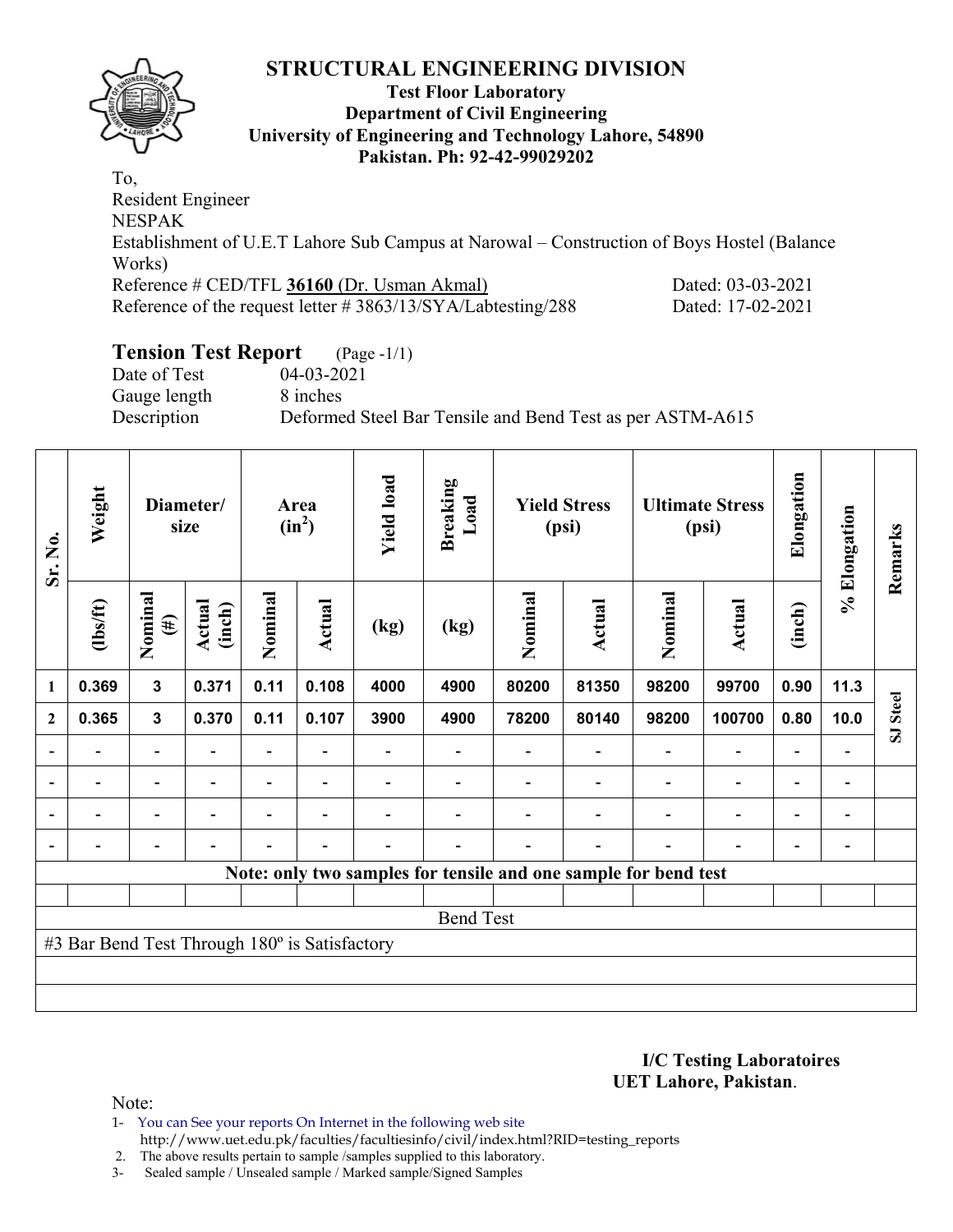# STRUCTURAL ENGINEERING DIVISION

**Test Floor Laboratory**
**Department of Civil Engineering**
**University of Engineering and Technology Lahore, 54890**
**Pakistan. Ph: 92-42-99029202**

To,
Resident Engineer
NESPAK
Establishment of U.E.T Lahore Sub Campus at Narowal – Construction of Boys Hostel (Balance Works)
Reference # CED/TFL **36160** (Dr. Usman Akmal) Dated: 03-03-2021
Reference of the request letter # 3863/13/SYA/Labtesting/288 Dated: 17-02-2021

## Tension Test Report (Page -1/1)

Date of Test 04-03-2021
Gauge length 8 inches
Description Deformed Steel Bar Tensile and Bend Test as per ASTM-A615

| Sr. No. | Weight | Diameter/ size | | Area ($in^2$) | | Yield load | Breaking Load | Yield Stress (psi) | | Ultimate Stress (psi) | | Elongation | % Elongation | Remarks |
|---|---|---|---|---|---|---|---|---|---|---|---|---|---|---|
| | (lbs/ft) | Nominal (#) | Actual (inch) | Nominal | Actual | (kg) | (kg) | Nominal | Actual | Nominal | Actual | (inch) | | |
| 1 | 0.369 | 3 | 0.371 | 0.11 | 0.108 | 4000 | 4900 | 80200 | 81350 | 98200 | 99700 | 0.90 | 11.3 | SJ Steel |
| 2 | 0.365 | 3 | 0.370 | 0.11 | 0.107 | 3900 | 4900 | 78200 | 80140 | 98200 | 100700 | 0.80 | 10.0 | |
| - | - | - | - | - | - | - | - | - | - | - | - | - | - | |
| - | - | - | - | - | - | - | - | - | - | - | - | - | - | |
| - | - | - | - | - | - | - | - | - | - | - | - | - | - | |
| - | - | - | - | - | - | - | - | - | - | - | - | - | - | |
| Note: only two samples for tensile and one sample for bend test | | | | | | | | | | | | | | |
| Bend Test | | | | | | | | | | | | | | |
| #3 Bar Bend Test Through 180º is Satisfactory | | | | | | | | | | | | | | |

**I/C Testing Laboratoires**
**UET Lahore, Pakistan**.

Note:
1- You can See your reports On Internet in the following web site
http://www.uet.edu.pk/faculties/facultiesinfo/civil/index.html?RID=testing_reports
2. The above results pertain to sample /samples supplied to this laboratory.
3- Sealed sample / Unsealed sample / Marked sample/Signed Samples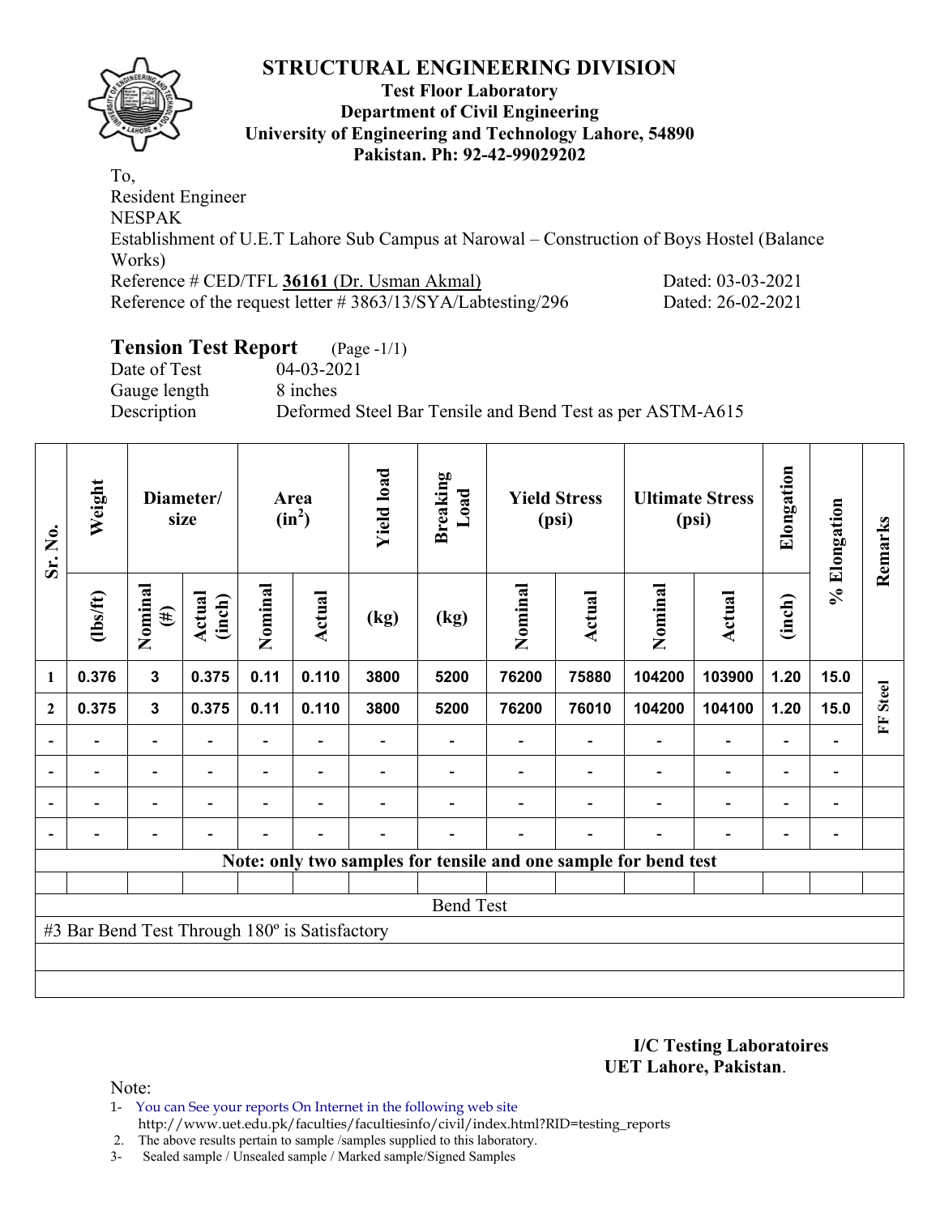# STRUCTURAL ENGINEERING DIVISION

**Test Floor Laboratory**
**Department of Civil Engineering**
**University of Engineering and Technology Lahore, 54890**
**Pakistan. Ph: 92-42-99029202**

To,
Resident Engineer
NESPAK
Establishment of U.E.T Lahore Sub Campus at Narowal – Construction of Boys Hostel (Balance Works)
Reference # CED/TFL **36161** (Dr. Usman Akmal) Dated: 03-03-2021
Reference of the request letter # 3863/13/SYA/Labtesting/296 Dated: 26-02-2021

## Tension Test Report (Page -1/1)

Date of Test 04-03-2021
Gauge length 8 inches
Description Deformed Steel Bar Tensile and Bend Test as per ASTM-A615

| Sr. No. | Weight | Diameter/ size | | Area ($in^2$) | | Yield load | Breaking Load | Yield Stress (psi) | | Ultimate Stress (psi) | | Elongation | % Elongation | Remarks |
|---|---|---|---|---|---|---|---|---|---|---|---|---|---|---|
| | (lbs/ft) | Nominal (#) | Actual (inch) | Nominal | Actual | (kg) | (kg) | Nominal | Actual | Nominal | Actual | (inch) | | |
| 1 | 0.376 | 3 | 0.375 | 0.11 | 0.110 | 3800 | 5200 | 76200 | 75880 | 104200 | 103900 | 1.20 | 15.0 | FF Steel |
| 2 | 0.375 | 3 | 0.375 | 0.11 | 0.110 | 3800 | 5200 | 76200 | 76010 | 104200 | 104100 | 1.20 | 15.0 | |
| - | - | - | - | - | - | - | - | - | - | - | - | - | - | |
| - | - | - | - | - | - | - | - | - | - | - | - | - | - | |
| - | - | - | - | - | - | - | - | - | - | - | - | - | - | |
| - | - | - | - | - | - | - | - | - | - | - | - | - | - | |
| Note: only two samples for tensile and one sample for bend test | | | | | | | | | | | | | | |
| Bend Test | | | | | | | | | | | | | | |
| #3 Bar Bend Test Through 180º is Satisfactory | | | | | | | | | | | | | | |

**I/C Testing Laboratoires**
**UET Lahore, Pakistan**.

Note:
1- You can See your reports On Internet in the following web site http://www.uet.edu.pk/faculties/facultiesinfo/civil/index.html?RID=testing_reports
2. The above results pertain to sample /samples supplied to this laboratory.
3- Sealed sample / Unsealed sample / Marked sample/Signed Samples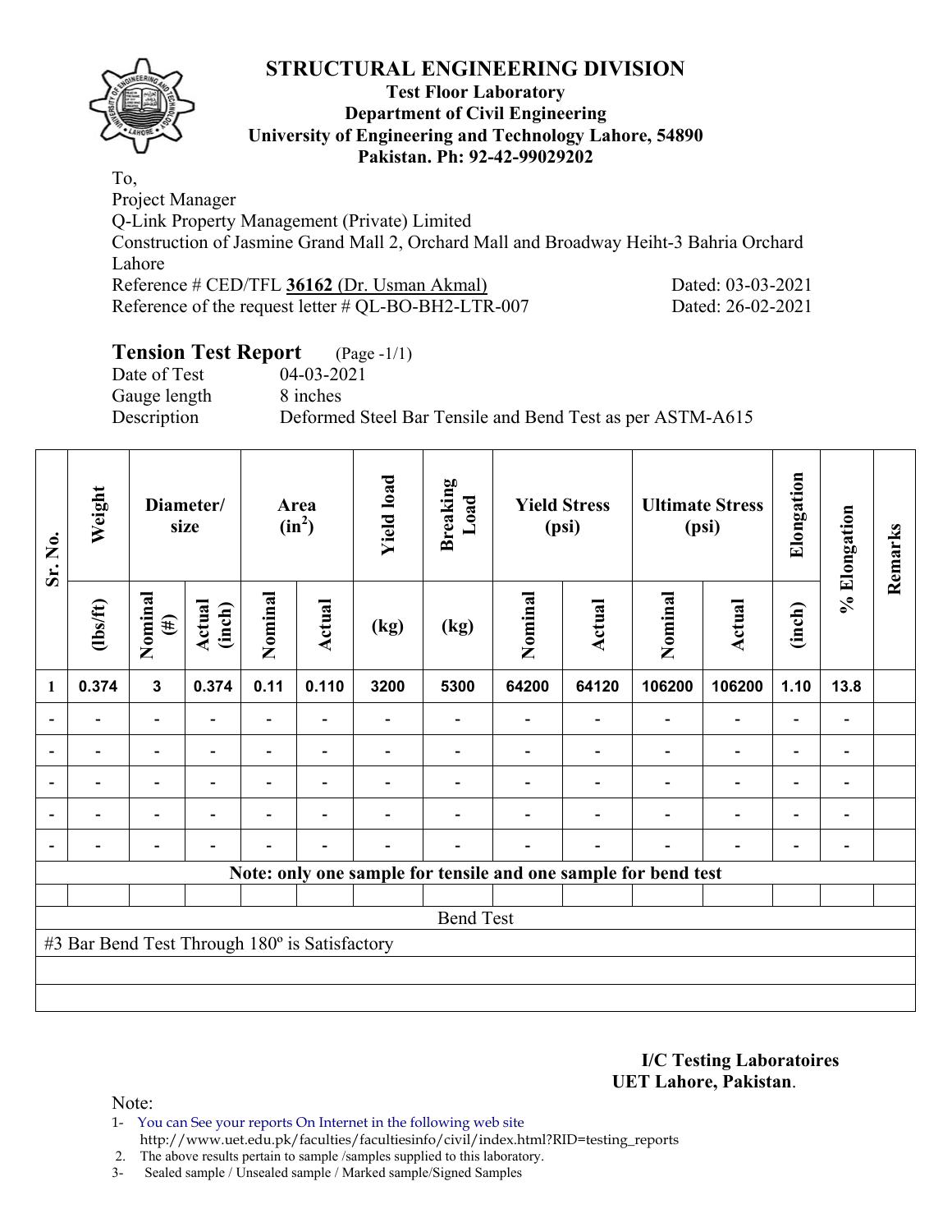# STRUCTURAL ENGINEERING DIVISION

**Test Floor Laboratory**
**Department of Civil Engineering**
**University of Engineering and Technology Lahore, 54890**
**Pakistan. Ph: 92-42-99029202**

To,
Project Manager
Q-Link Property Management (Private) Limited
Construction of Jasmine Grand Mall 2, Orchard Mall and Broadway Heiht-3 Bahria Orchard Lahore
Reference # CED/TFL **36162** (Dr. Usman Akmal) Dated: 03-03-2021
Reference of the request letter # QL-BO-BH2-LTR-007 Dated: 26-02-2021

## Tension Test Report (Page -1/1)

Date of Test 04-03-2021
Gauge length 8 inches
Description Deformed Steel Bar Tensile and Bend Test as per ASTM-A615

| Sr. No. | Weight | Diameter/ size | | Area ($in^2$) | | Yield load | Breaking Load | Yield Stress (psi) | | Ultimate Stress (psi) | | Elongation | % Elongation | Remarks |
|---|---|---|---|---|---|---|---|---|---|---|---|---|---|---|
| | (lbs/ft) | Nominal (#) | Actual (inch) | Nominal | Actual | (kg) | (kg) | Nominal | Actual | Nominal | Actual | (inch) | | |
| 1 | 0.374 | 3 | 0.374 | 0.11 | 0.110 | 3200 | 5300 | 64200 | 64120 | 106200 | 106200 | 1.10 | 13.8 | |
| - | - | - | - | - | - | - | - | - | - | - | - | - | - | |
| - | - | - | - | - | - | - | - | - | - | - | - | - | - | |
| - | - | - | - | - | - | - | - | - | - | - | - | - | - | |
| - | - | - | - | - | - | - | - | - | - | - | - | - | - | |
| - | - | - | - | - | - | - | - | - | - | - | - | - | - | |
| Note: only one sample for tensile and one sample for bend test | | | | | | | | | | | | | | |
| | | | | | | | | | | | | | | |
| Bend Test | | | | | | | | | | | | | | |
| #3 Bar Bend Test Through 180º is Satisfactory | | | | | | | | | | | | | | |

**I/C Testing Laboratoires**
**UET Lahore, Pakistan**.

Note:
1- You can See your reports On Internet in the following web site http://www.uet.edu.pk/faculties/facultiesinfo/civil/index.html?RID=testing_reports
2. The above results pertain to sample /samples supplied to this laboratory.
3- Sealed sample / Unsealed sample / Marked sample/Signed Samples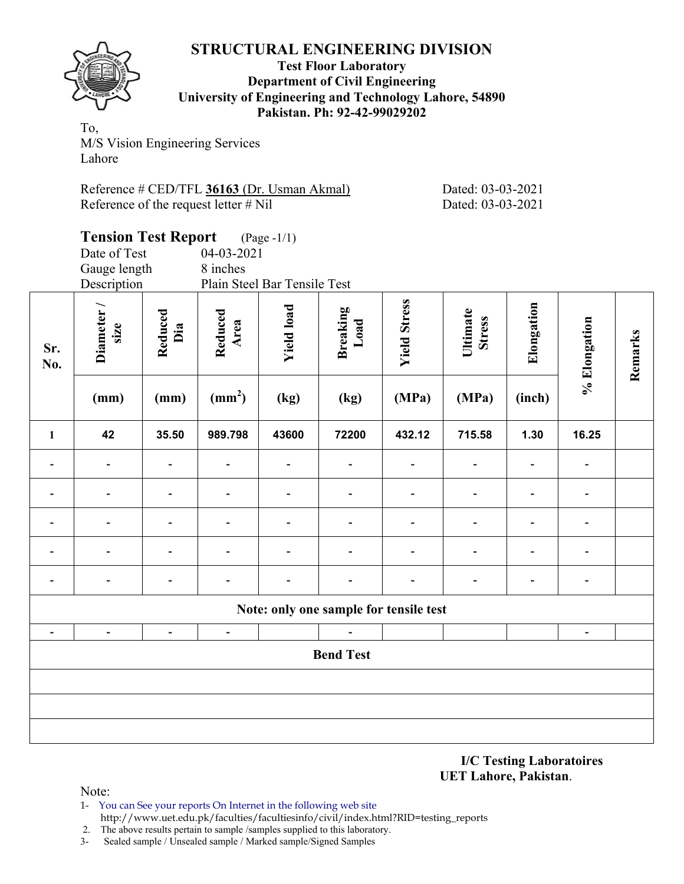# STRUCTURAL ENGINEERING DIVISION

**Test Floor Laboratory**
**Department of Civil Engineering**
**University of Engineering and Technology Lahore, 54890**
**Pakistan. Ph: 92-42-99029202**

To,
M/S Vision Engineering Services
Lahore

Reference # CED/TFL **36163** (Dr. Usman Akmal) Dated: 03-03-2021
Reference of the request letter # Nil Dated: 03-03-2021

## Tension Test Report (Page -1/1)

Date of Test 04-03-2021
Gauge length 8 inches
Description Plain Steel Bar Tensile Test

| Sr. No. | Diameter / size | Reduced Dia | Reduced Area | Yield load | Breaking Load | Yield Stress | Ultimate Stress | Elongation | % Elongation | Remarks |
|---|---|---|---|---|---|---|---|---|---|---|
| | (mm) | (mm) | ($mm^2$) | (kg) | (kg) | (MPa) | (MPa) | (inch) | | |
| 1 | 42 | 35.50 | 989.798 | 43600 | 72200 | 432.12 | 715.58 | 1.30 | 16.25 | |
| - | - | - | - | - | - | - | - | - | - | |
| - | - | - | - | - | - | - | - | - | - | |
| - | - | - | - | - | - | - | - | - | - | |
| - | - | - | - | - | - | - | - | - | - | |
| - | - | - | - | - | - | - | - | - | - | |
| **Note: only one sample for tensile test** | | | | | | | | | | |
| - | - | - | - | | - | | | | - | |
| **Bend Test** | | | | | | | | | | |
| | | | | | | | | | | |
| | | | | | | | | | | |
| | | | | | | | | | | |

**I/C Testing Laboratoires**
**UET Lahore, Pakistan**.

Note:
1- You can See your reports On Internet in the following web site
http://www.uet.edu.pk/faculties/facultiesinfo/civil/index.html?RID=testing_reports
2. The above results pertain to sample /samples supplied to this laboratory.
3- Sealed sample / Unsealed sample / Marked sample/Signed Samples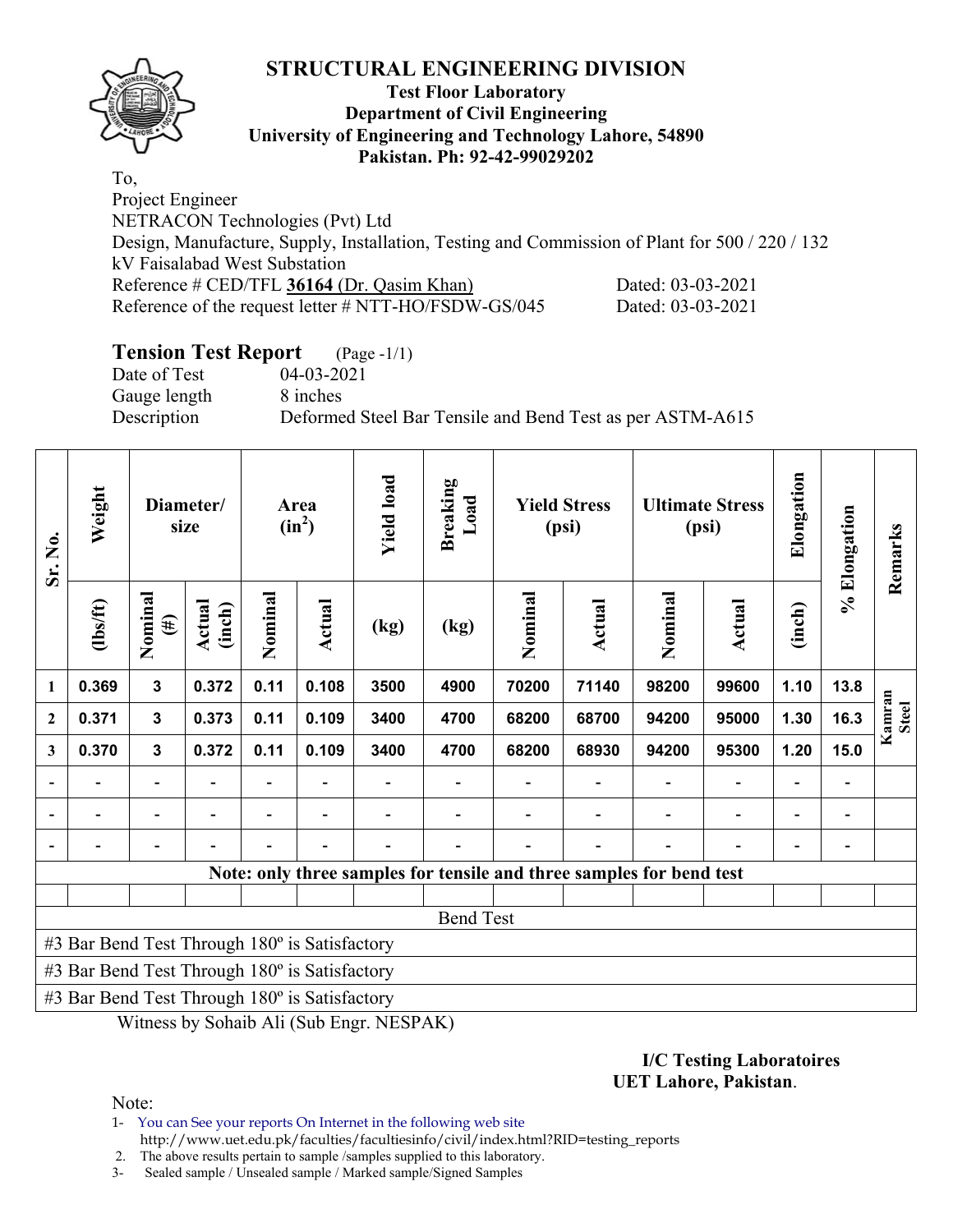# STRUCTURAL ENGINEERING DIVISION

**Test Floor Laboratory**
**Department of Civil Engineering**
**University of Engineering and Technology Lahore, 54890**
**Pakistan. Ph: 92-42-99029202**

To,
Project Engineer
NETRACON Technologies (Pvt) Ltd
Design, Manufacture, Supply, Installation, Testing and Commission of Plant for 500 / 220 / 132 kV Faisalabad West Substation
Reference # CED/TFL **36164** (Dr. Qasim Khan) Dated: 03-03-2021
Reference of the request letter # NTT-HO/FSDW-GS/045 Dated: 03-03-2021

## Tension Test Report (Page -1/1)

Date of Test 04-03-2021
Gauge length 8 inches
Description Deformed Steel Bar Tensile and Bend Test as per ASTM-A615

| Sr. No. | Weight | Diameter/ size | | Area ($in^2$) | | Yield load | Breaking Load | Yield Stress (psi) | | Ultimate Stress (psi) | | Elongation | % Elongation | Remarks |
|---|---|---|---|---|---|---|---|---|---|---|---|---|---|---|
| | (lbs/ft) | Nominal (#) | Actual (inch) | Nominal | Actual | (kg) | (kg) | Nominal | Actual | Nominal | Actual | (inch) | | |
| 1 | 0.369 | 3 | 0.372 | 0.11 | 0.108 | 3500 | 4900 | 70200 | 71140 | 98200 | 99600 | 1.10 | 13.8 | Kamran Steel |
| 2 | 0.371 | 3 | 0.373 | 0.11 | 0.109 | 3400 | 4700 | 68200 | 68700 | 94200 | 95000 | 1.30 | 16.3 | |
| 3 | 0.370 | 3 | 0.372 | 0.11 | 0.109 | 3400 | 4700 | 68200 | 68930 | 94200 | 95300 | 1.20 | 15.0 | |
| - | - | - | - | - | - | - | - | - | - | - | - | - | - | |
| - | - | - | - | - | - | - | - | - | - | - | - | - | - | |
| - | - | - | - | - | - | - | - | - | - | - | - | - | - | |

**Note: only three samples for tensile and three samples for bend test**

Bend Test

#3 Bar Bend Test Through 180º is Satisfactory
#3 Bar Bend Test Through 180º is Satisfactory
#3 Bar Bend Test Through 180º is Satisfactory

Witness by Sohaib Ali (Sub Engr. NESPAK)

**I/C Testing Laboratoires**
**UET Lahore, Pakistan**.

Note:
1- You can See your reports On Internet in the following web site
http://www.uet.edu.pk/faculties/facultiesinfo/civil/index.html?RID=testing_reports
2. The above results pertain to sample /samples supplied to this laboratory.
3- Sealed sample / Unsealed sample / Marked sample/Signed Samples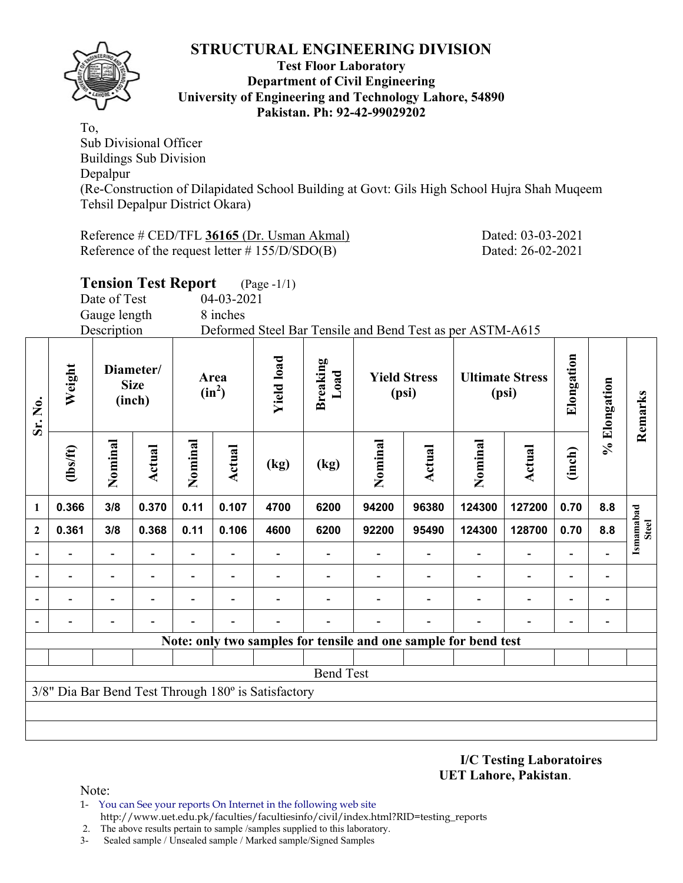# STRUCTURAL ENGINEERING DIVISION

**Test Floor Laboratory**
**Department of Civil Engineering**
**University of Engineering and Technology Lahore, 54890**
**Pakistan. Ph: 92-42-99029202**

To,
Sub Divisional Officer
Buildings Sub Division
Depalpur
(Re-Construction of Dilapidated School Building at Govt: Gils High School Hujra Shah Muqeem Tehsil Depalpur District Okara)

Reference # CED/TFL **36165** (Dr. Usman Akmal) Dated: 03-03-2021
Reference of the request letter # 155/D/SDO(B) Dated: 26-02-2021

## Tension Test Report (Page -1/1)

Date of Test 04-03-2021
Gauge length 8 inches
Description Deformed Steel Bar Tensile and Bend Test as per ASTM-A615

| Sr. No. | Weight | Diameter/ Size (inch) | | Area ($in^2$) | | Yield load | Breaking Load | Yield Stress (psi) | | Ultimate Stress (psi) | | Elongation | % Elongation | Remarks |
|---|---|---|---|---|---|---|---|---|---|---|---|---|---|---|
| | (lbs/ft) | Nominal | Actual | Nominal | Actual | (kg) | (kg) | Nominal | Actual | Nominal | Actual | (inch) | | |
| 1 | 0.366 | 3/8 | 0.370 | 0.11 | 0.107 | 4700 | 6200 | 94200 | 96380 | 124300 | 127200 | 0.70 | 8.8 | Ismamabad Steel |
| 2 | 0.361 | 3/8 | 0.368 | 0.11 | 0.106 | 4600 | 6200 | 92200 | 95490 | 124300 | 128700 | 0.70 | 8.8 | |
| - | - | - | - | - | - | - | - | - | - | - | - | - | - | |
| - | - | - | - | - | - | - | - | - | - | - | - | - | - | |
| - | - | - | - | - | - | - | - | - | - | - | - | - | - | |
| - | - | - | - | - | - | - | - | - | - | - | - | - | - | |

**Note: only two samples for tensile and one sample for bend test**

Bend Test

3/8" Dia Bar Bend Test Through 180º is Satisfactory

**I/C Testing Laboratoires**
**UET Lahore, Pakistan**.

Note:
1- You can See your reports On Internet in the following web site
http://www.uet.edu.pk/faculties/facultiesinfo/civil/index.html?RID=testing_reports
2. The above results pertain to sample /samples supplied to this laboratory.
3- Sealed sample / Unsealed sample / Marked sample/Signed Samples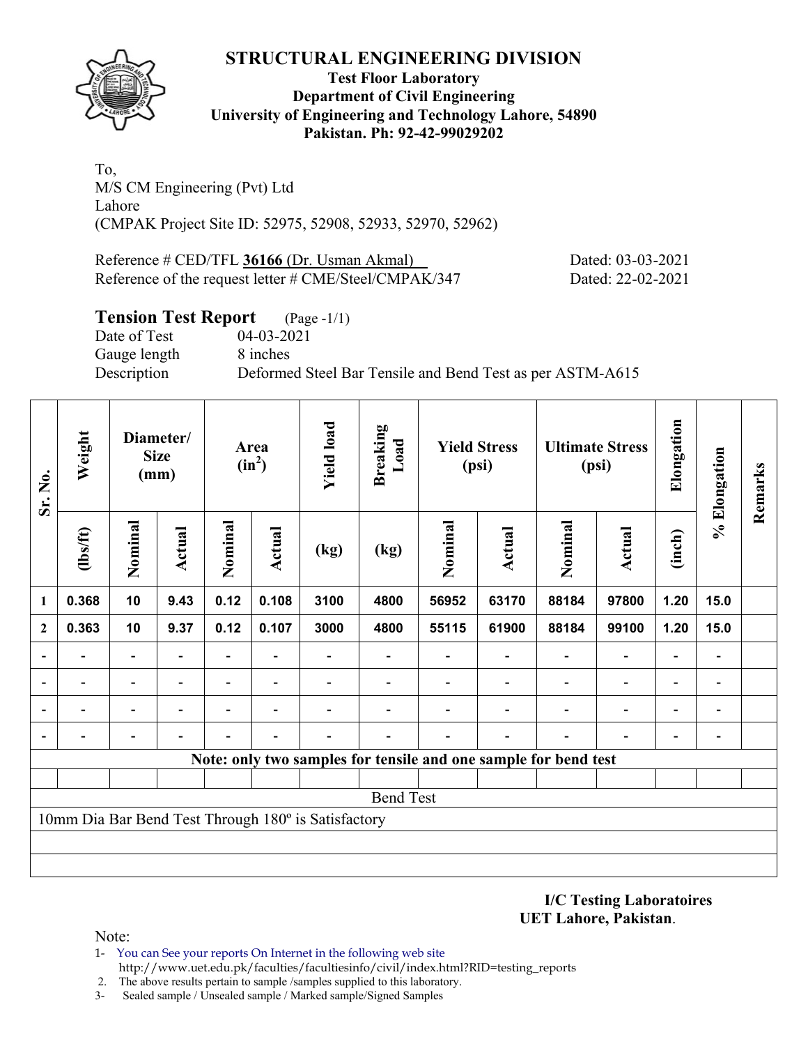# STRUCTURAL ENGINEERING DIVISION

**Test Floor Laboratory**
**Department of Civil Engineering**
**University of Engineering and Technology Lahore, 54890**
**Pakistan. Ph: 92-42-99029202**

To,
M/S CM Engineering (Pvt) Ltd
Lahore
(CMPAK Project Site ID: 52975, 52908, 52933, 52970, 52962)

Reference # CED/TFL **36166** (Dr. Usman Akmal) Dated: 03-03-2021
Reference of the request letter # CME/Steel/CMPAK/347 Dated: 22-02-2021

## Tension Test Report (Page -1/1)

Date of Test 04-03-2021
Gauge length 8 inches
Description Deformed Steel Bar Tensile and Bend Test as per ASTM-A615

| Sr. No. | Weight | Diameter/ Size (mm) | | Area ($in^2$) | | Yield load | Breaking Load | Yield Stress (psi) | | Ultimate Stress (psi) | | Elongation | % Elongation | Remarks |
|---|---|---|---|---|---|---|---|---|---|---|---|---|---|---|
| | (lbs/ft) | Nominal | Actual | Nominal | Actual | (kg) | (kg) | Nominal | Actual | Nominal | Actual | (inch) | | |
| 1 | 0.368 | 10 | 9.43 | 0.12 | 0.108 | 3100 | 4800 | 56952 | 63170 | 88184 | 97800 | 1.20 | 15.0 | |
| 2 | 0.363 | 10 | 9.37 | 0.12 | 0.107 | 3000 | 4800 | 55115 | 61900 | 88184 | 99100 | 1.20 | 15.0 | |
| - | - | - | - | - | - | - | - | - | - | - | - | - | - | |
| - | - | - | - | - | - | - | - | - | - | - | - | - | - | |
| - | - | - | - | - | - | - | - | - | - | - | - | - | - | |
| - | - | - | - | - | - | - | - | - | - | - | - | - | - | |
| **Note: only two samples for tensile and one sample for bend test** | | | | | | | | | | | | | | |
| | | | | | | | | | | | | | | |
| Bend Test | | | | | | | | | | | | | | |
| 10mm Dia Bar Bend Test Through 180º is Satisfactory | | | | | | | | | | | | | | |

**I/C Testing Laboratoires**
**UET Lahore, Pakistan**.

Note:
1- You can See your reports On Internet in the following web site
 http://www.uet.edu.pk/faculties/facultiesinfo/civil/index.html?RID=testing_reports
2. The above results pertain to sample /samples supplied to this laboratory.
3- Sealed sample / Unsealed sample / Marked sample/Signed Samples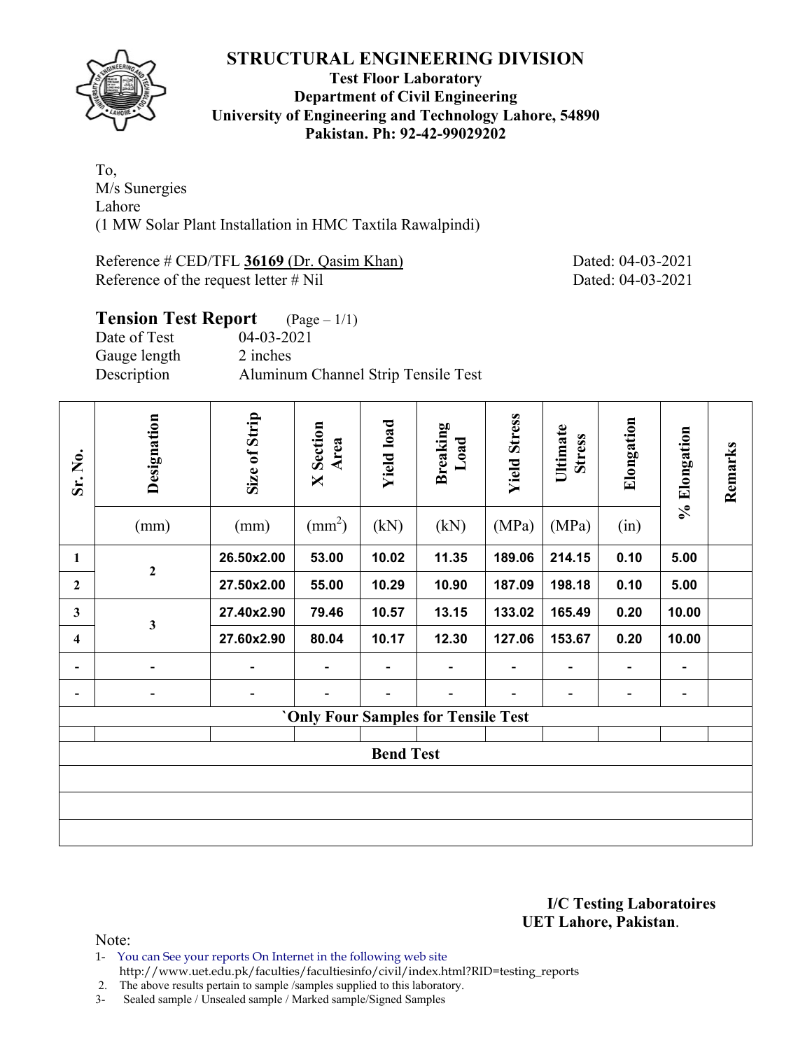# STRUCTURAL ENGINEERING DIVISION

**Test Floor Laboratory**
**Department of Civil Engineering**
**University of Engineering and Technology Lahore, 54890**
**Pakistan. Ph: 92-42-99029202**

To,
M/s Sunergies
Lahore
(1 MW Solar Plant Installation in HMC Taxtila Rawalpindi)

Reference # CED/TFL **36169** (Dr. Qasim Khan) Dated: 04-03-2021
Reference of the request letter # Nil Dated: 04-03-2021

## Tension Test Report (Page – 1/1)

Date of Test 04-03-2021
Gauge length 2 inches
Description Aluminum Channel Strip Tensile Test

| Sr. No. | Designation (mm) | Size of Strip (mm) | X Section Area ($mm^2$) | Yield load (kN) | Breaking Load (kN) | Yield Stress (MPa) | Ultimate Stress (MPa) | Elongation (in) | % Elongation | Remarks |
|---|---|---|---|---|---|---|---|---|---|---|
| 1 | 2 | 26.50x2.00 | 53.00 | 10.02 | 11.35 | 189.06 | 214.15 | 0.10 | 5.00 | |
| 2 | | 27.50x2.00 | 55.00 | 10.29 | 10.90 | 187.09 | 198.18 | 0.10 | 5.00 | |
| 3 | 3 | 27.40x2.90 | 79.46 | 10.57 | 13.15 | 133.02 | 165.49 | 0.20 | 10.00 | |
| 4 | | 27.60x2.90 | 80.04 | 10.17 | 12.30 | 127.06 | 153.67 | 0.20 | 10.00 | |
| - | - | - | - | - | - | - | - | - | - | |
| - | - | - | - | - | - | - | - | - | - | |
| `Only Four Samples for Tensile Test | | | | | | | | | | |
| | | | | | | | | | | |
| Bend Test | | | | | | | | | | |

**I/C Testing Laboratoires**
**UET Lahore, Pakistan**.

Note:
1- You can See your reports On Internet in the following web site
http://www.uet.edu.pk/faculties/facultiesinfo/civil/index.html?RID=testing_reports
2. The above results pertain to sample /samples supplied to this laboratory.
3- Sealed sample / Unsealed sample / Marked sample/Signed Samples